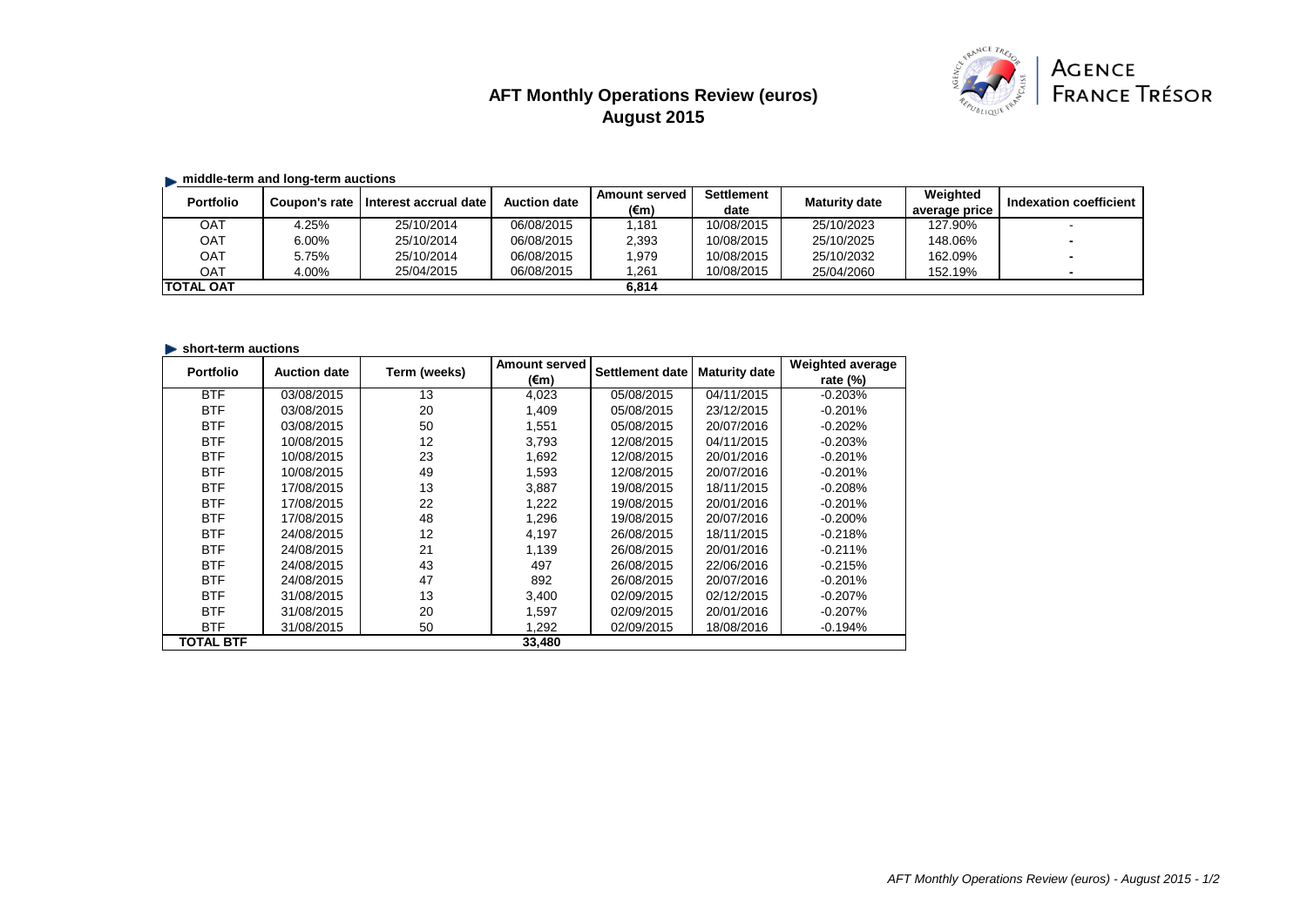# AFT Monthly Operations Review (euros)
## August 2015

AGENCE FRANCE TRÉSOR

### middle-term and long-term auctions

| Portfolio | Coupon's rate | Interest accrual date | Auction date | Amount served (€m) | Settlement date | Maturity date | Weighted average price | Indexation coefficient |
|---|---|---|---|---|---|---|---|---|
| OAT | 4.25% | 25/10/2014 | 06/08/2015 | 1,181 | 10/08/2015 | 25/10/2023 | 127.90% | - |
| OAT | 6.00% | 25/10/2014 | 06/08/2015 | 2,393 | 10/08/2015 | 25/10/2025 | 148.06% | - |
| OAT | 5.75% | 25/10/2014 | 06/08/2015 | 1,979 | 10/08/2015 | 25/10/2032 | 162.09% | - |
| OAT | 4.00% | 25/04/2015 | 06/08/2015 | 1,261 | 10/08/2015 | 25/04/2060 | 152.19% | - |
| **TOTAL OAT** | | | | **6,814** | | | | |

### short-term auctions

| Portfolio | Auction date | Term (weeks) | Amount served (€m) | Settlement date | Maturity date | Weighted average rate (%) |
|---|---|---|---|---|---|---|
| BTF | 03/08/2015 | 13 | 4,023 | 05/08/2015 | 04/11/2015 | -0.203% |
| BTF | 03/08/2015 | 20 | 1,409 | 05/08/2015 | 23/12/2015 | -0.201% |
| BTF | 03/08/2015 | 50 | 1,551 | 05/08/2015 | 20/07/2016 | -0.202% |
| BTF | 10/08/2015 | 12 | 3,793 | 12/08/2015 | 04/11/2015 | -0.203% |
| BTF | 10/08/2015 | 23 | 1,692 | 12/08/2015 | 20/01/2016 | -0.201% |
| BTF | 10/08/2015 | 49 | 1,593 | 12/08/2015 | 20/07/2016 | -0.201% |
| BTF | 17/08/2015 | 13 | 3,887 | 19/08/2015 | 18/11/2015 | -0.208% |
| BTF | 17/08/2015 | 22 | 1,222 | 19/08/2015 | 20/01/2016 | -0.201% |
| BTF | 17/08/2015 | 48 | 1,296 | 19/08/2015 | 20/07/2016 | -0.200% |
| BTF | 24/08/2015 | 12 | 4,197 | 26/08/2015 | 18/11/2015 | -0.218% |
| BTF | 24/08/2015 | 21 | 1,139 | 26/08/2015 | 20/01/2016 | -0.211% |
| BTF | 24/08/2015 | 43 | 497 | 26/08/2015 | 22/06/2016 | -0.215% |
| BTF | 24/08/2015 | 47 | 892 | 26/08/2015 | 20/07/2016 | -0.201% |
| BTF | 31/08/2015 | 13 | 3,400 | 02/09/2015 | 02/12/2015 | -0.207% |
| BTF | 31/08/2015 | 20 | 1,597 | 02/09/2015 | 20/01/2016 | -0.207% |
| BTF | 31/08/2015 | 50 | 1,292 | 02/09/2015 | 18/08/2016 | -0.194% |
| **TOTAL BTF** | | | **33,480** | | | |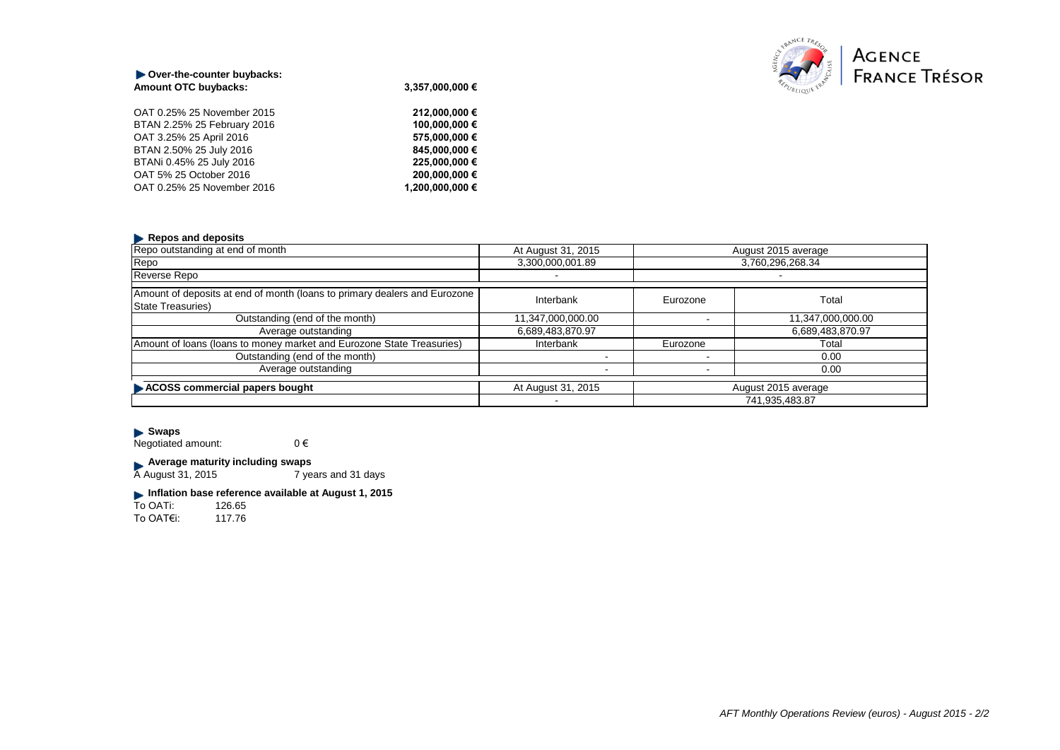### Over-the-counter buybacks:

**Amount OTC buybacks:** **3,357,000,000 €**

| | |
|---|---|
| OAT 0.25% 25 November 2015 | **212,000,000 €** |
| BTAN 2.25% 25 February 2016 | **100,000,000 €** |
| OAT 3.25% 25 April 2016 | **575,000,000 €** |
| BTAN 2.50% 25 July 2016 | **845,000,000 €** |
| BTANi 0.45% 25 July 2016 | **225,000,000 €** |
| OAT 5% 25 October 2016 | **200,000,000 €** |
| OAT 0.25% 25 November 2016 | **1,200,000,000 €** |

### Repos and deposits

| Repo outstanding at end of month | At August 31, 2015 | August 2015 average | |
|---|---|---|---|
| Repo | 3,300,000,001.89 | 3,760,296,268.34 | |
| Reverse Repo | - | - | |
| Amount of deposits at end of month (loans to primary dealers and Eurozone State Treasuries) | Interbank | Eurozone | Total |
| Outstanding (end of the month) | 11,347,000,000.00 | - | 11,347,000,000.00 |
| Average outstanding | 6,689,483,870.97 | | 6,689,483,870.97 |
| Amount of loans (loans to money market and Eurozone State Treasuries) | Interbank | Eurozone | Total |
| Outstanding (end of the month) | - | - | 0.00 |
| Average outstanding | - | - | 0.00 |
| **ACOSS commercial papers bought** | At August 31, 2015 | August 2015 average | |
| | - | 741,935,483.87 | |

### Swaps

Negotiated amount: 0 €

### Average maturity including swaps

A August 31, 2015 7 years and 31 days

### Inflation base reference available at August 1, 2015

To OATi: 126.65

To OAT€i: 117.76